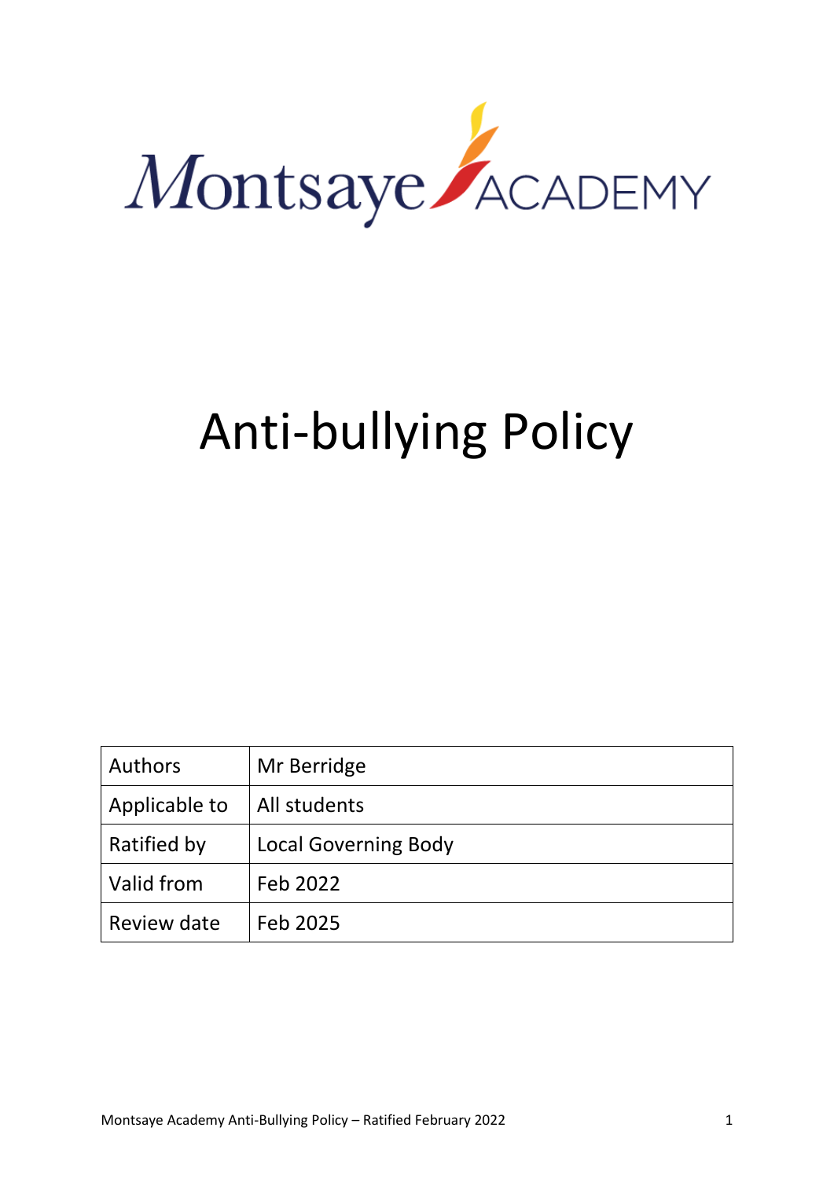Montsaye ACADEMY

# Anti-bullying Policy

| Authors | Mr Berridge |
|---|---|
| Applicable to | All students |
| Ratified by | Local Governing Body |
| Valid from | Feb 2022 |
| Review date | Feb 2025 |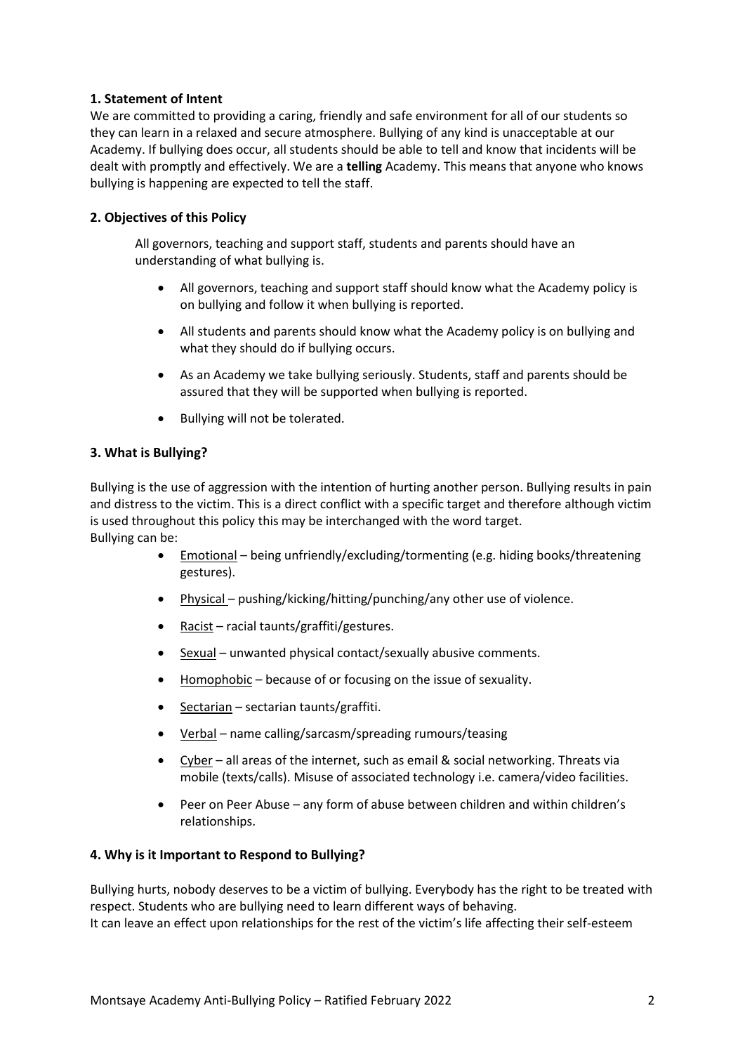## 1. Statement of Intent

We are committed to providing a caring, friendly and safe environment for all of our students so they can learn in a relaxed and secure atmosphere. Bullying of any kind is unacceptable at our Academy. If bullying does occur, all students should be able to tell and know that incidents will be dealt with promptly and effectively. We are a **telling** Academy. This means that anyone who knows bullying is happening are expected to tell the staff.

## 2. Objectives of this Policy

All governors, teaching and support staff, students and parents should have an understanding of what bullying is.

- All governors, teaching and support staff should know what the Academy policy is on bullying and follow it when bullying is reported.
- All students and parents should know what the Academy policy is on bullying and what they should do if bullying occurs.
- As an Academy we take bullying seriously. Students, staff and parents should be assured that they will be supported when bullying is reported.
- Bullying will not be tolerated.

## 3. What is Bullying?

Bullying is the use of aggression with the intention of hurting another person. Bullying results in pain and distress to the victim. This is a direct conflict with a specific target and therefore although victim is used throughout this policy this may be interchanged with the word target.

Bullying can be:

- <u>Emotional</u> – being unfriendly/excluding/tormenting (e.g. hiding books/threatening gestures).
- <u>Physical</u> – pushing/kicking/hitting/punching/any other use of violence.
- <u>Racist</u> – racial taunts/graffiti/gestures.
- <u>Sexual</u> – unwanted physical contact/sexually abusive comments.
- <u>Homophobic</u> – because of or focusing on the issue of sexuality.
- <u>Sectarian</u> – sectarian taunts/graffiti.
- <u>Verbal</u> – name calling/sarcasm/spreading rumours/teasing
- <u>Cyber</u> – all areas of the internet, such as email & social networking. Threats via mobile (texts/calls). Misuse of associated technology i.e. camera/video facilities.
- Peer on Peer Abuse – any form of abuse between children and within children's relationships.

## 4. Why is it Important to Respond to Bullying?

Bullying hurts, nobody deserves to be a victim of bullying. Everybody has the right to be treated with respect. Students who are bullying need to learn different ways of behaving.

It can leave an effect upon relationships for the rest of the victim's life affecting their self-esteem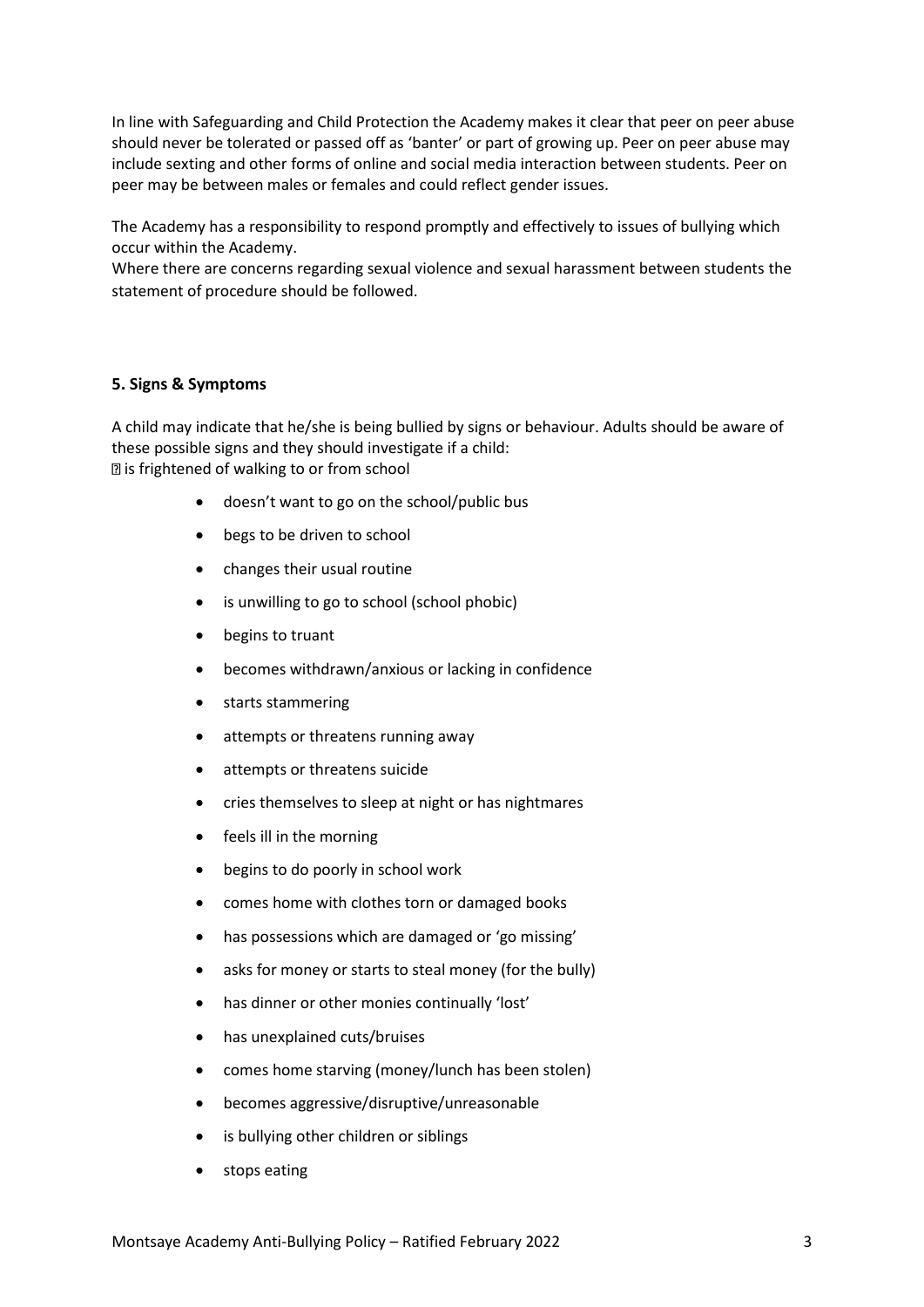In line with Safeguarding and Child Protection the Academy makes it clear that peer on peer abuse should never be tolerated or passed off as 'banter' or part of growing up. Peer on peer abuse may include sexting and other forms of online and social media interaction between students. Peer on peer may be between males or females and could reflect gender issues.

The Academy has a responsibility to respond promptly and effectively to issues of bullying which occur within the Academy.
Where there are concerns regarding sexual violence and sexual harassment between students the statement of procedure should be followed.

**5. Signs & Symptoms**

A child may indicate that he/she is being bullied by signs or behaviour. Adults should be aware of these possible signs and they should investigate if a child:

- is frightened of walking to or from school
- doesn't want to go on the school/public bus
- begs to be driven to school
- changes their usual routine
- is unwilling to go to school (school phobic)
- begins to truant
- becomes withdrawn/anxious or lacking in confidence
- starts stammering
- attempts or threatens running away
- attempts or threatens suicide
- cries themselves to sleep at night or has nightmares
- feels ill in the morning
- begins to do poorly in school work
- comes home with clothes torn or damaged books
- has possessions which are damaged or 'go missing'
- asks for money or starts to steal money (for the bully)
- has dinner or other monies continually 'lost'
- has unexplained cuts/bruises
- comes home starving (money/lunch has been stolen)
- becomes aggressive/disruptive/unreasonable
- is bullying other children or siblings
- stops eating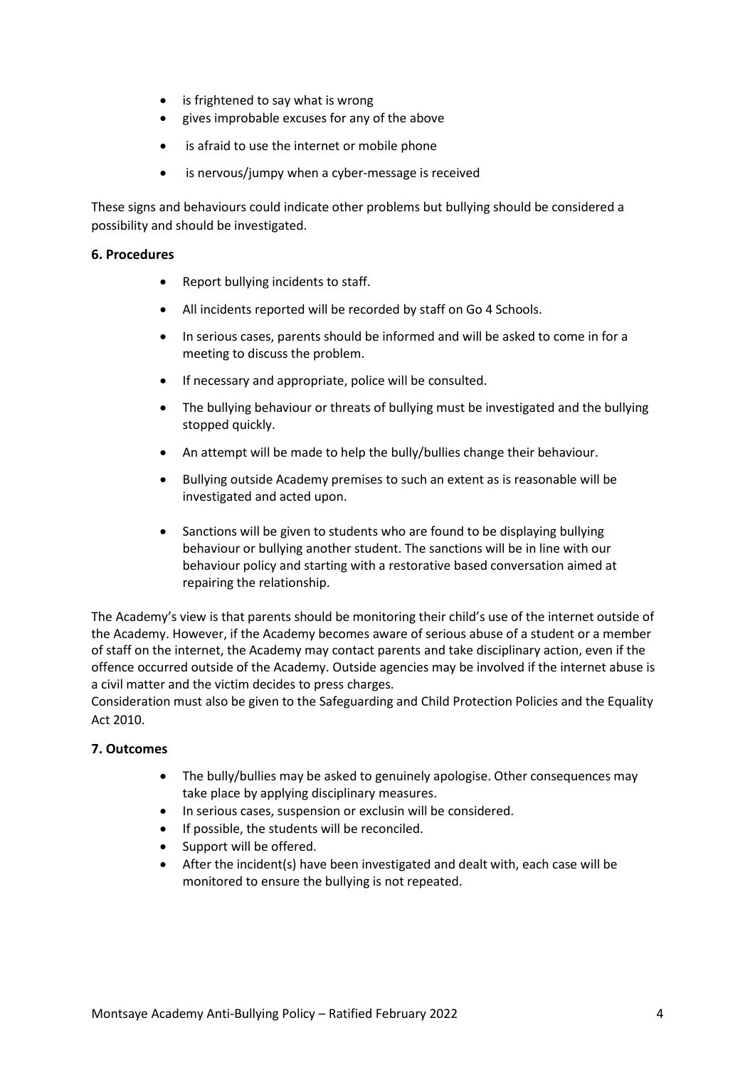- is frightened to say what is wrong
- gives improbable excuses for any of the above
- is afraid to use the internet or mobile phone
- is nervous/jumpy when a cyber-message is received

These signs and behaviours could indicate other problems but bullying should be considered a possibility and should be investigated.

**6. Procedures**

- Report bullying incidents to staff.
- All incidents reported will be recorded by staff on Go 4 Schools.
- In serious cases, parents should be informed and will be asked to come in for a meeting to discuss the problem.
- If necessary and appropriate, police will be consulted.
- The bullying behaviour or threats of bullying must be investigated and the bullying stopped quickly.
- An attempt will be made to help the bully/bullies change their behaviour.
- Bullying outside Academy premises to such an extent as is reasonable will be investigated and acted upon.
- Sanctions will be given to students who are found to be displaying bullying behaviour or bullying another student. The sanctions will be in line with our behaviour policy and starting with a restorative based conversation aimed at repairing the relationship.

The Academy's view is that parents should be monitoring their child's use of the internet outside of the Academy. However, if the Academy becomes aware of serious abuse of a student or a member of staff on the internet, the Academy may contact parents and take disciplinary action, even if the offence occurred outside of the Academy. Outside agencies may be involved if the internet abuse is a civil matter and the victim decides to press charges.
Consideration must also be given to the Safeguarding and Child Protection Policies and the Equality Act 2010.

**7. Outcomes**

- The bully/bullies may be asked to genuinely apologise. Other consequences may take place by applying disciplinary measures.
- In serious cases, suspension or exclusin will be considered.
- If possible, the students will be reconciled.
- Support will be offered.
- After the incident(s) have been investigated and dealt with, each case will be monitored to ensure the bullying is not repeated.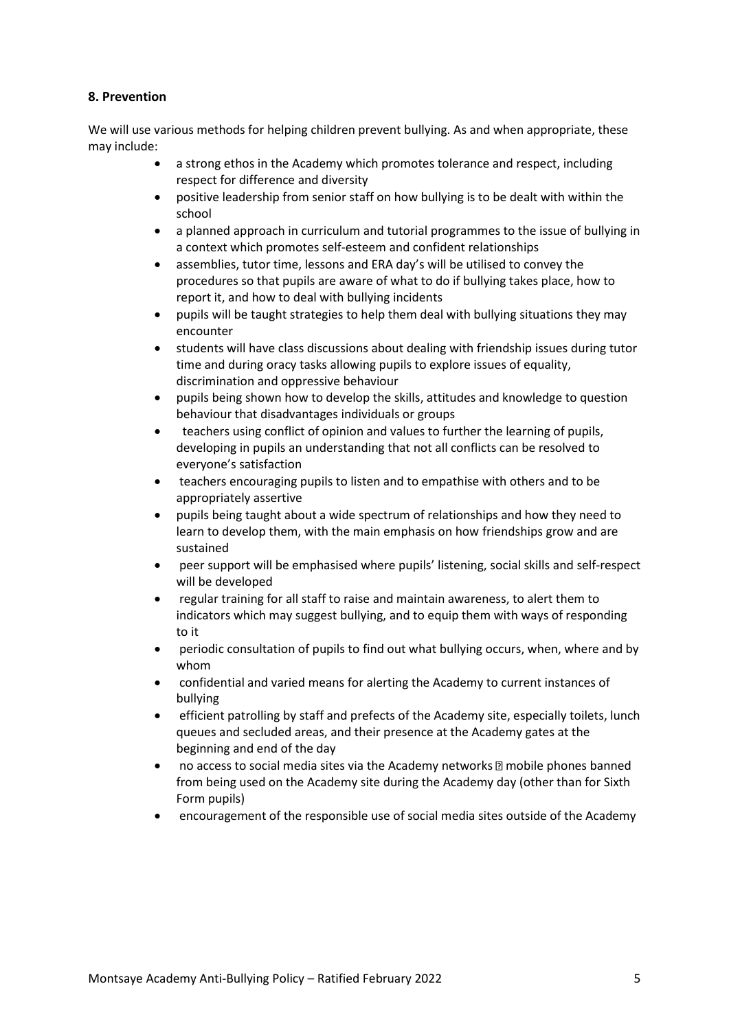**8. Prevention**

We will use various methods for helping children prevent bullying. As and when appropriate, these may include:

- a strong ethos in the Academy which promotes tolerance and respect, including respect for difference and diversity
- positive leadership from senior staff on how bullying is to be dealt with within the school
- a planned approach in curriculum and tutorial programmes to the issue of bullying in a context which promotes self-esteem and confident relationships
- assemblies, tutor time, lessons and ERA day's will be utilised to convey the procedures so that pupils are aware of what to do if bullying takes place, how to report it, and how to deal with bullying incidents
- pupils will be taught strategies to help them deal with bullying situations they may encounter
- students will have class discussions about dealing with friendship issues during tutor time and during oracy tasks allowing pupils to explore issues of equality, discrimination and oppressive behaviour
- pupils being shown how to develop the skills, attitudes and knowledge to question behaviour that disadvantages individuals or groups
- teachers using conflict of opinion and values to further the learning of pupils, developing in pupils an understanding that not all conflicts can be resolved to everyone's satisfaction
- teachers encouraging pupils to listen and to empathise with others and to be appropriately assertive
- pupils being taught about a wide spectrum of relationships and how they need to learn to develop them, with the main emphasis on how friendships grow and are sustained
- peer support will be emphasised where pupils' listening, social skills and self-respect will be developed
- regular training for all staff to raise and maintain awareness, to alert them to indicators which may suggest bullying, and to equip them with ways of responding to it
- periodic consultation of pupils to find out what bullying occurs, when, where and by whom
- confidential and varied means for alerting the Academy to current instances of bullying
- efficient patrolling by staff and prefects of the Academy site, especially toilets, lunch queues and secluded areas, and their presence at the Academy gates at the beginning and end of the day
- no access to social media sites via the Academy networks  mobile phones banned from being used on the Academy site during the Academy day (other than for Sixth Form pupils)
- encouragement of the responsible use of social media sites outside of the Academy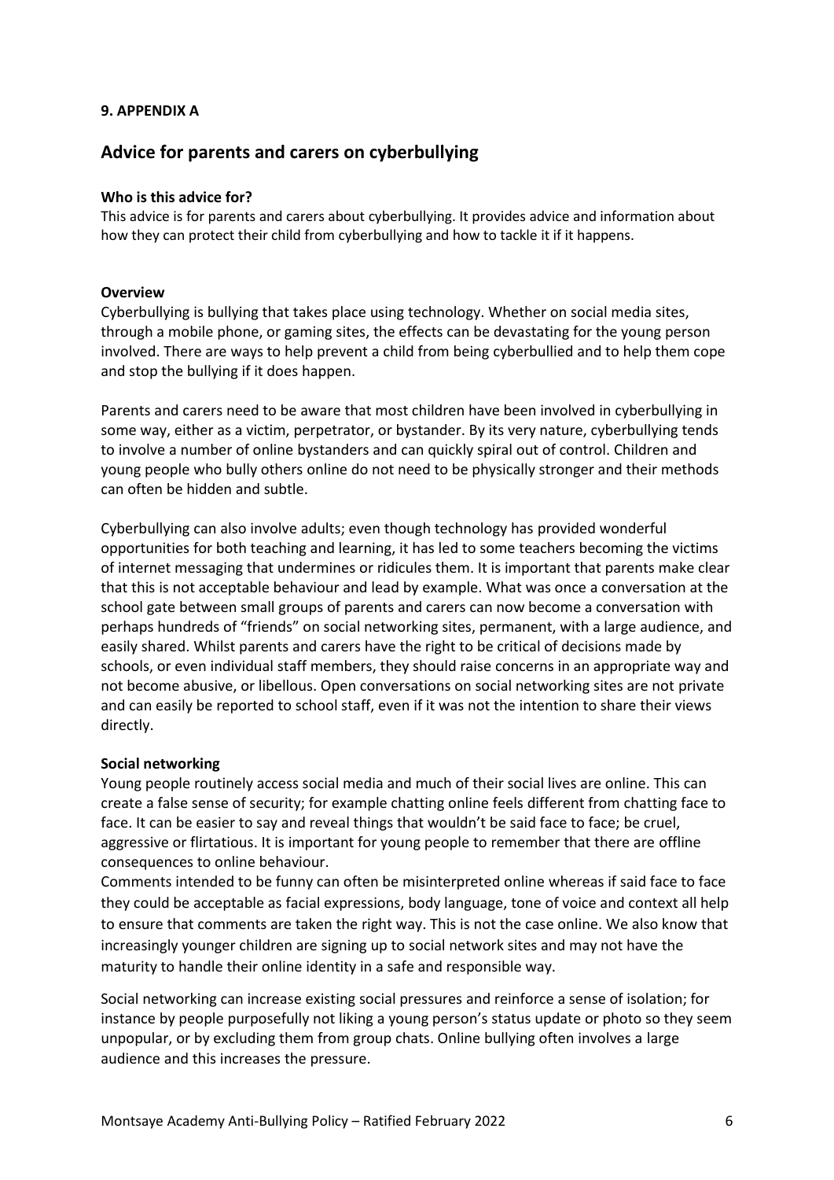**9. APPENDIX A**

## Advice for parents and carers on cyberbullying

**Who is this advice for?**

This advice is for parents and carers about cyberbullying. It provides advice and information about how they can protect their child from cyberbullying and how to tackle it if it happens.

**Overview**

Cyberbullying is bullying that takes place using technology. Whether on social media sites, through a mobile phone, or gaming sites, the effects can be devastating for the young person involved. There are ways to help prevent a child from being cyberbullied and to help them cope and stop the bullying if it does happen.

Parents and carers need to be aware that most children have been involved in cyberbullying in some way, either as a victim, perpetrator, or bystander. By its very nature, cyberbullying tends to involve a number of online bystanders and can quickly spiral out of control. Children and young people who bully others online do not need to be physically stronger and their methods can often be hidden and subtle.

Cyberbullying can also involve adults; even though technology has provided wonderful opportunities for both teaching and learning, it has led to some teachers becoming the victims of internet messaging that undermines or ridicules them. It is important that parents make clear that this is not acceptable behaviour and lead by example. What was once a conversation at the school gate between small groups of parents and carers can now become a conversation with perhaps hundreds of "friends" on social networking sites, permanent, with a large audience, and easily shared. Whilst parents and carers have the right to be critical of decisions made by schools, or even individual staff members, they should raise concerns in an appropriate way and not become abusive, or libellous. Open conversations on social networking sites are not private and can easily be reported to school staff, even if it was not the intention to share their views directly.

**Social networking**

Young people routinely access social media and much of their social lives are online. This can create a false sense of security; for example chatting online feels different from chatting face to face. It can be easier to say and reveal things that wouldn't be said face to face; be cruel, aggressive or flirtatious. It is important for young people to remember that there are offline consequences to online behaviour.

Comments intended to be funny can often be misinterpreted online whereas if said face to face they could be acceptable as facial expressions, body language, tone of voice and context all help to ensure that comments are taken the right way. This is not the case online. We also know that increasingly younger children are signing up to social network sites and may not have the maturity to handle their online identity in a safe and responsible way.

Social networking can increase existing social pressures and reinforce a sense of isolation; for instance by people purposefully not liking a young person's status update or photo so they seem unpopular, or by excluding them from group chats. Online bullying often involves a large audience and this increases the pressure.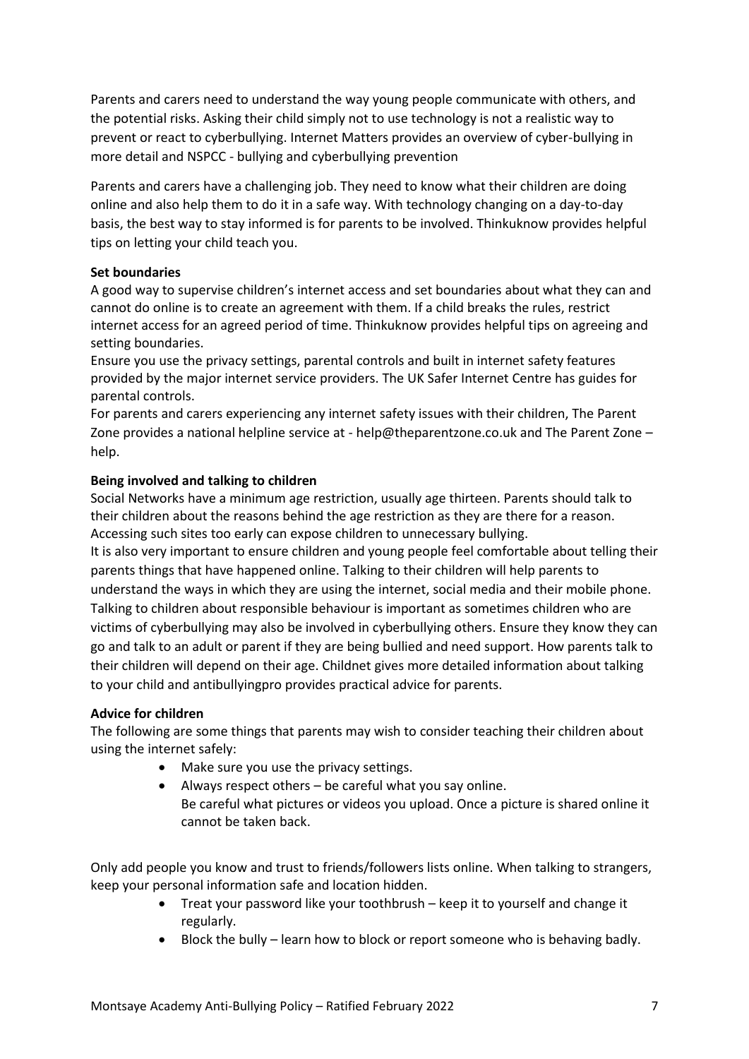Parents and carers need to understand the way young people communicate with others, and the potential risks. Asking their child simply not to use technology is not a realistic way to prevent or react to cyberbullying. Internet Matters provides an overview of cyber-bullying in more detail and NSPCC - bullying and cyberbullying prevention

Parents and carers have a challenging job. They need to know what their children are doing online and also help them to do it in a safe way. With technology changing on a day-to-day basis, the best way to stay informed is for parents to be involved. Thinkuknow provides helpful tips on letting your child teach you.

**Set boundaries**

A good way to supervise children's internet access and set boundaries about what they can and cannot do online is to create an agreement with them. If a child breaks the rules, restrict internet access for an agreed period of time. Thinkuknow provides helpful tips on agreeing and setting boundaries.

Ensure you use the privacy settings, parental controls and built in internet safety features provided by the major internet service providers. The UK Safer Internet Centre has guides for parental controls.

For parents and carers experiencing any internet safety issues with their children, The Parent Zone provides a national helpline service at - help@theparentzone.co.uk and The Parent Zone – help.

**Being involved and talking to children**

Social Networks have a minimum age restriction, usually age thirteen. Parents should talk to their children about the reasons behind the age restriction as they are there for a reason. Accessing such sites too early can expose children to unnecessary bullying.

It is also very important to ensure children and young people feel comfortable about telling their parents things that have happened online. Talking to their children will help parents to understand the ways in which they are using the internet, social media and their mobile phone. Talking to children about responsible behaviour is important as sometimes children who are victims of cyberbullying may also be involved in cyberbullying others. Ensure they know they can go and talk to an adult or parent if they are being bullied and need support. How parents talk to their children will depend on their age. Childnet gives more detailed information about talking to your child and antibullyingpro provides practical advice for parents.

**Advice for children**

The following are some things that parents may wish to consider teaching their children about using the internet safely:

- Make sure you use the privacy settings.
- Always respect others – be careful what you say online.
  Be careful what pictures or videos you upload. Once a picture is shared online it cannot be taken back.

Only add people you know and trust to friends/followers lists online. When talking to strangers, keep your personal information safe and location hidden.

- Treat your password like your toothbrush – keep it to yourself and change it regularly.
- Block the bully – learn how to block or report someone who is behaving badly.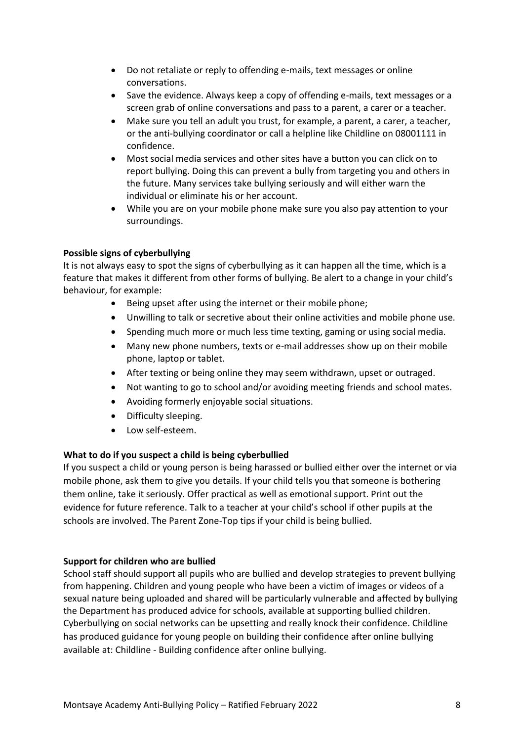- Do not retaliate or reply to offending e-mails, text messages or online conversations.
- Save the evidence. Always keep a copy of offending e-mails, text messages or a screen grab of online conversations and pass to a parent, a carer or a teacher.
- Make sure you tell an adult you trust, for example, a parent, a carer, a teacher, or the anti-bullying coordinator or call a helpline like Childline on 08001111 in confidence.
- Most social media services and other sites have a button you can click on to report bullying. Doing this can prevent a bully from targeting you and others in the future. Many services take bullying seriously and will either warn the individual or eliminate his or her account.
- While you are on your mobile phone make sure you also pay attention to your surroundings.

**Possible signs of cyberbullying**

It is not always easy to spot the signs of cyberbullying as it can happen all the time, which is a feature that makes it different from other forms of bullying. Be alert to a change in your child's behaviour, for example:

- Being upset after using the internet or their mobile phone;
- Unwilling to talk or secretive about their online activities and mobile phone use.
- Spending much more or much less time texting, gaming or using social media.
- Many new phone numbers, texts or e-mail addresses show up on their mobile phone, laptop or tablet.
- After texting or being online they may seem withdrawn, upset or outraged.
- Not wanting to go to school and/or avoiding meeting friends and school mates.
- Avoiding formerly enjoyable social situations.
- Difficulty sleeping.
- Low self-esteem.

**What to do if you suspect a child is being cyberbullied**

If you suspect a child or young person is being harassed or bullied either over the internet or via mobile phone, ask them to give you details. If your child tells you that someone is bothering them online, take it seriously. Offer practical as well as emotional support. Print out the evidence for future reference. Talk to a teacher at your child's school if other pupils at the schools are involved. The Parent Zone-Top tips if your child is being bullied.

**Support for children who are bullied**

School staff should support all pupils who are bullied and develop strategies to prevent bullying from happening. Children and young people who have been a victim of images or videos of a sexual nature being uploaded and shared will be particularly vulnerable and affected by bullying the Department has produced advice for schools, available at supporting bullied children. Cyberbullying on social networks can be upsetting and really knock their confidence. Childline has produced guidance for young people on building their confidence after online bullying available at: Childline - Building confidence after online bullying.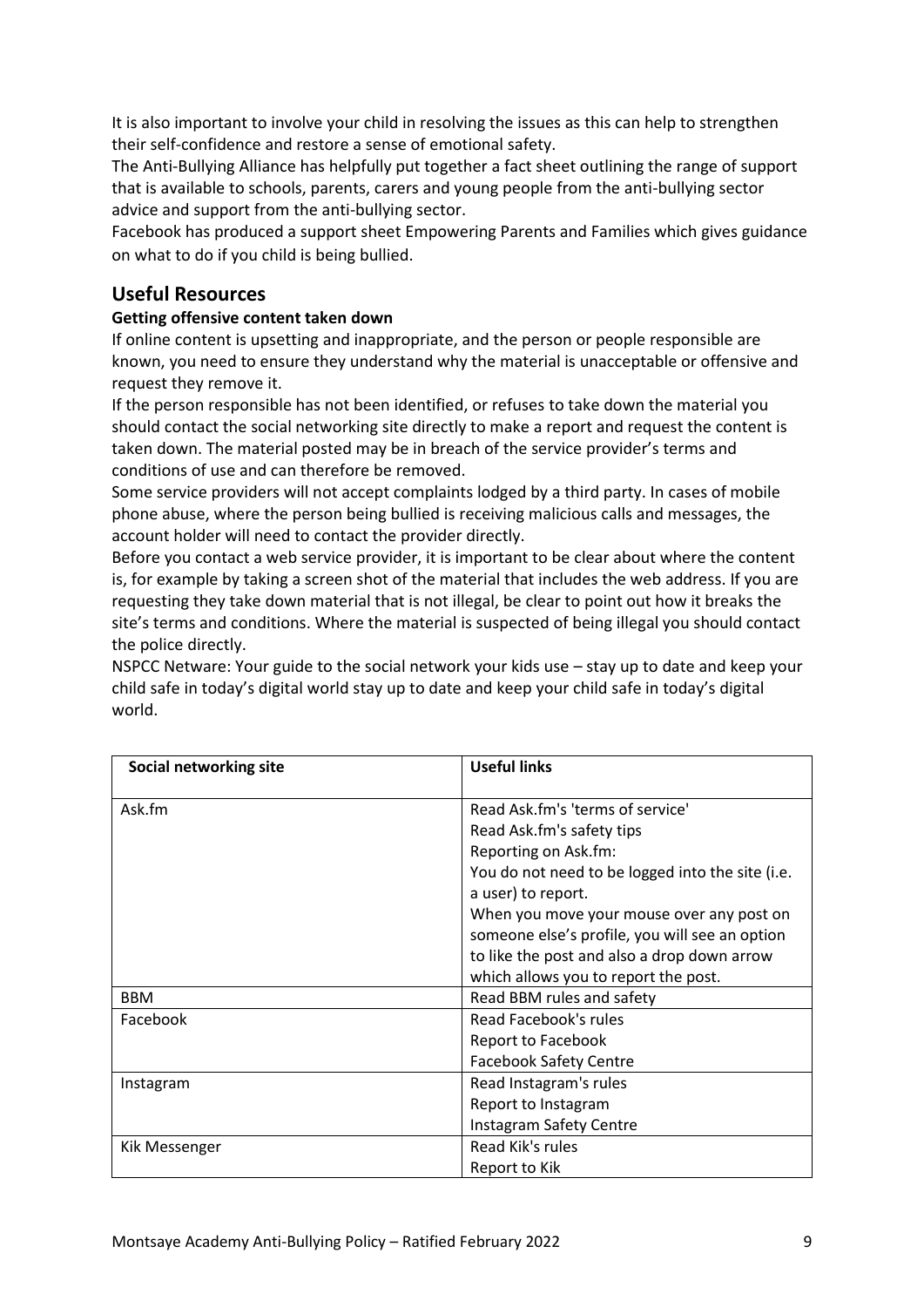It is also important to involve your child in resolving the issues as this can help to strengthen their self-confidence and restore a sense of emotional safety.

The Anti-Bullying Alliance has helpfully put together a fact sheet outlining the range of support that is available to schools, parents, carers and young people from the anti-bullying sector advice and support from the anti-bullying sector.

Facebook has produced a support sheet Empowering Parents and Families which gives guidance on what to do if you child is being bullied.

## Useful Resources

**Getting offensive content taken down**

If online content is upsetting and inappropriate, and the person or people responsible are known, you need to ensure they understand why the material is unacceptable or offensive and request they remove it.

If the person responsible has not been identified, or refuses to take down the material you should contact the social networking site directly to make a report and request the content is taken down. The material posted may be in breach of the service provider's terms and conditions of use and can therefore be removed.

Some service providers will not accept complaints lodged by a third party. In cases of mobile phone abuse, where the person being bullied is receiving malicious calls and messages, the account holder will need to contact the provider directly.

Before you contact a web service provider, it is important to be clear about where the content is, for example by taking a screen shot of the material that includes the web address. If you are requesting they take down material that is not illegal, be clear to point out how it breaks the site's terms and conditions. Where the material is suspected of being illegal you should contact the police directly.

NSPCC Netware: Your guide to the social network your kids use – stay up to date and keep your child safe in today's digital world stay up to date and keep your child safe in today's digital world.

| Social networking site | Useful links |
|---|---|
| Ask.fm | Read Ask.fm's 'terms of service'<br>Read Ask.fm's safety tips<br>Reporting on Ask.fm:<br>You do not need to be logged into the site (i.e. a user) to report.<br>When you move your mouse over any post on someone else's profile, you will see an option to like the post and also a drop down arrow which allows you to report the post. |
| BBM | Read BBM rules and safety |
| Facebook | Read Facebook's rules<br>Report to Facebook<br>Facebook Safety Centre |
| Instagram | Read Instagram's rules<br>Report to Instagram<br>Instagram Safety Centre |
| Kik Messenger | Read Kik's rules<br>Report to Kik |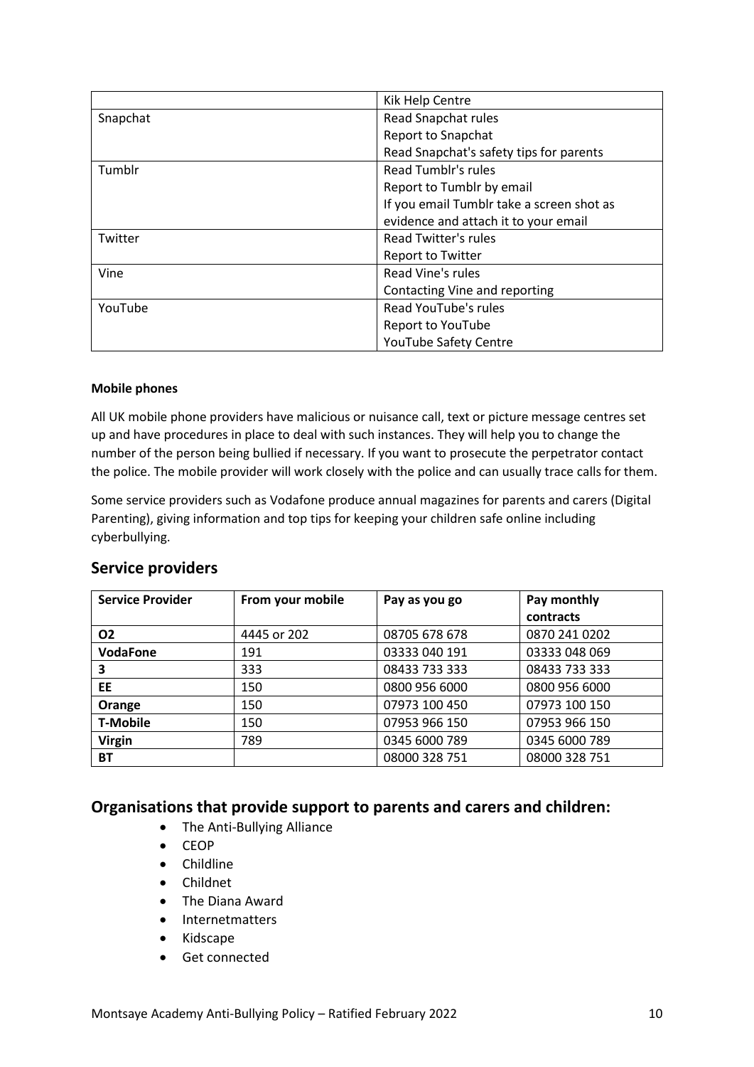| | |
|---|---|
| | Kik Help Centre |
| Snapchat | Read Snapchat rules<br>Report to Snapchat<br>Read Snapchat's safety tips for parents |
| Tumblr | Read Tumblr's rules<br>Report to Tumblr by email<br>If you email Tumblr take a screen shot as evidence and attach it to your email |
| Twitter | Read Twitter's rules<br>Report to Twitter |
| Vine | Read Vine's rules<br>Contacting Vine and reporting |
| YouTube | Read YouTube's rules<br>Report to YouTube<br>YouTube Safety Centre |

**Mobile phones**

All UK mobile phone providers have malicious or nuisance call, text or picture message centres set up and have procedures in place to deal with such instances. They will help you to change the number of the person being bullied if necessary. If you want to prosecute the perpetrator contact the police. The mobile provider will work closely with the police and can usually trace calls for them.

Some service providers such as Vodafone produce annual magazines for parents and carers (Digital Parenting), giving information and top tips for keeping your children safe online including cyberbullying.

## Service providers

| Service Provider | From your mobile | Pay as you go | Pay monthly contracts |
|---|---|---|---|
| **O2** | 4445 or 202 | 08705 678 678 | 0870 241 0202 |
| **VodaFone** | 191 | 03333 040 191 | 03333 048 069 |
| **3** | 333 | 08433 733 333 | 08433 733 333 |
| **EE** | 150 | 0800 956 6000 | 0800 956 6000 |
| **Orange** | 150 | 07973 100 450 | 07973 100 150 |
| **T-Mobile** | 150 | 07953 966 150 | 07953 966 150 |
| **Virgin** | 789 | 0345 6000 789 | 0345 6000 789 |
| **BT** | | 08000 328 751 | 08000 328 751 |

## Organisations that provide support to parents and carers and children:

- The Anti-Bullying Alliance
- CEOP
- Childline
- Childnet
- The Diana Award
- Internetmatters
- Kidscape
- Get connected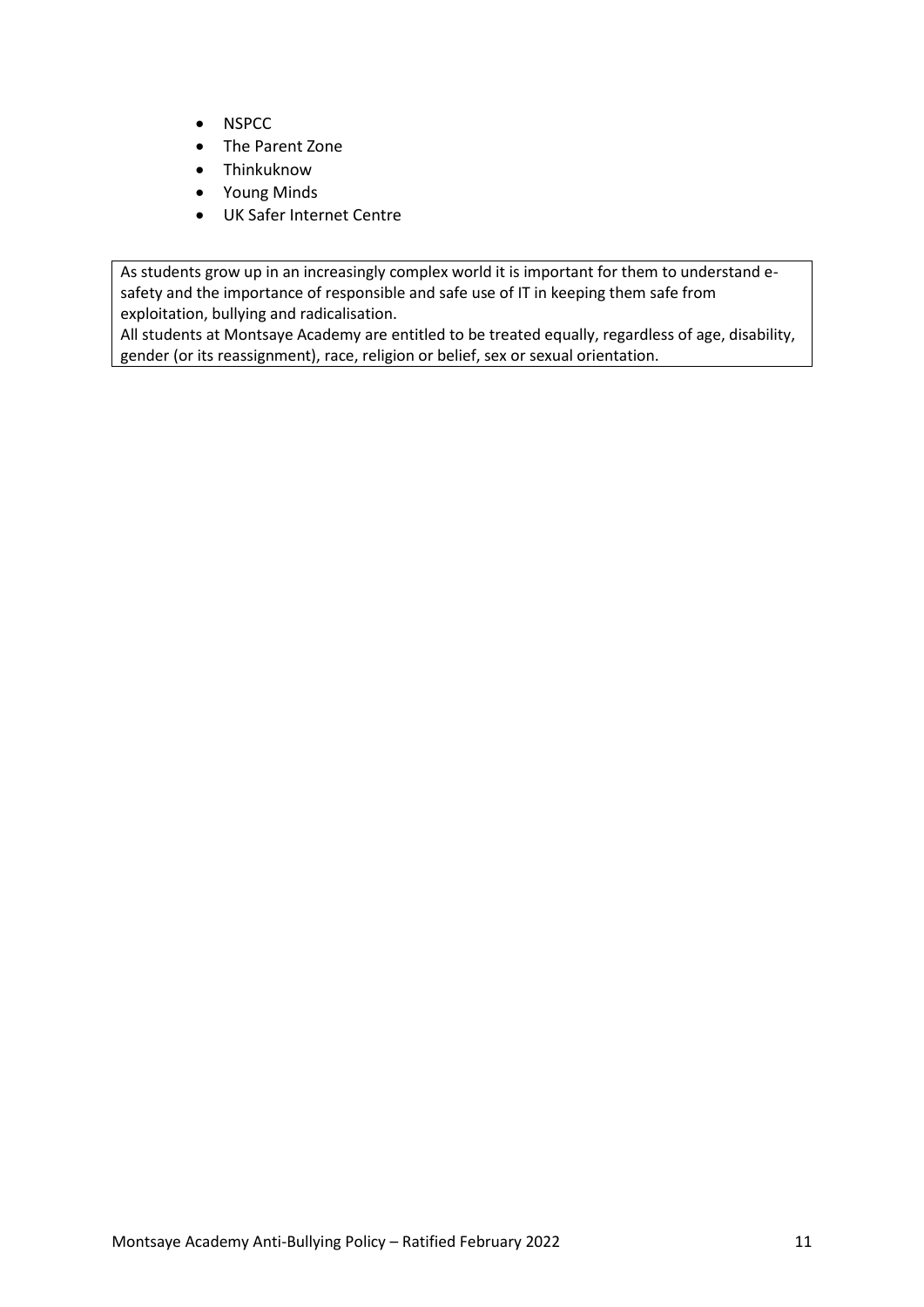- NSPCC
- The Parent Zone
- Thinkuknow
- Young Minds
- UK Safer Internet Centre

As students grow up in an increasingly complex world it is important for them to understand e-safety and the importance of responsible and safe use of IT in keeping them safe from exploitation, bullying and radicalisation.
All students at Montsaye Academy are entitled to be treated equally, regardless of age, disability, gender (or its reassignment), race, religion or belief, sex or sexual orientation.